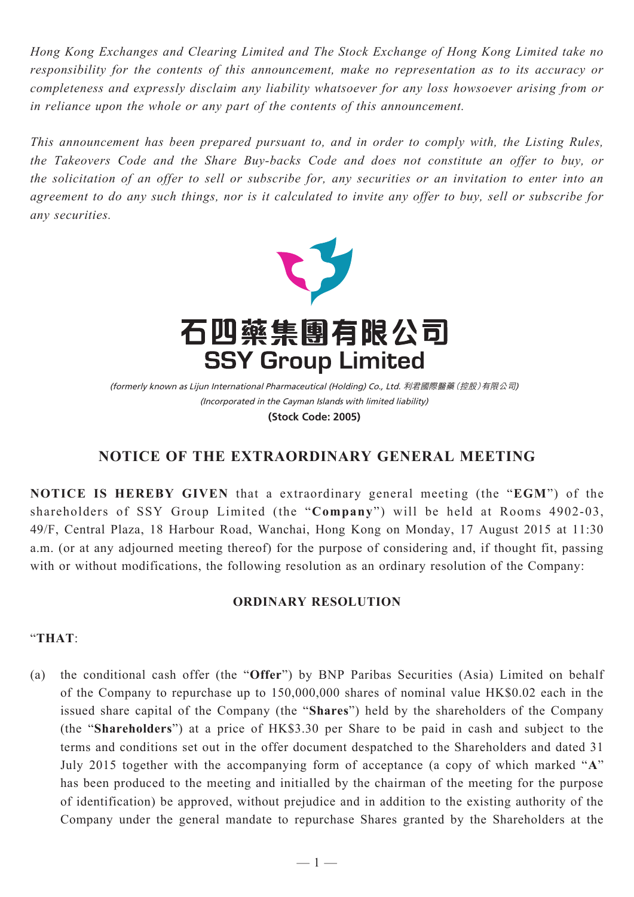*Hong Kong Exchanges and Clearing Limited and The Stock Exchange of Hong Kong Limited take no responsibility for the contents of this announcement, make no representation as to its accuracy or completeness and expressly disclaim any liability whatsoever for any loss howsoever arising from or in reliance upon the whole or any part of the contents of this announcement.*

*This announcement has been prepared pursuant to, and in order to comply with, the Listing Rules, the Takeovers Code and the Share Buy-backs Code and does not constitute an offer to buy, or the solicitation of an offer to sell or subscribe for, any securities or an invitation to enter into an agreement to do any such things, nor is it calculated to invite any offer to buy, sell or subscribe for any securities.*

# 石四藥集團有限公司
# SSY Group Limited

*(formerly known as Lijun International Pharmaceutical (Holding) Co., Ltd. 利君國際醫藥（控股）有限公司)*
*(Incorporated in the Cayman Islands with limited liability)*
**(Stock Code: 2005)**

## NOTICE OF THE EXTRAORDINARY GENERAL MEETING

**NOTICE IS HEREBY GIVEN** that a extraordinary general meeting (the "**EGM**") of the shareholders of SSY Group Limited (the "**Company**") will be held at Rooms 4902-03, 49/F, Central Plaza, 18 Harbour Road, Wanchai, Hong Kong on Monday, 17 August 2015 at 11:30 a.m. (or at any adjourned meeting thereof) for the purpose of considering and, if thought fit, passing with or without modifications, the following resolution as an ordinary resolution of the Company:

**ORDINARY RESOLUTION**

"**THAT**:

(a) the conditional cash offer (the "**Offer**") by BNP Paribas Securities (Asia) Limited on behalf of the Company to repurchase up to 150,000,000 shares of nominal value HK$0.02 each in the issued share capital of the Company (the "**Shares**") held by the shareholders of the Company (the "**Shareholders**") at a price of HK$3.30 per Share to be paid in cash and subject to the terms and conditions set out in the offer document despatched to the Shareholders and dated 31 July 2015 together with the accompanying form of acceptance (a copy of which marked "**A**" has been produced to the meeting and initialled by the chairman of the meeting for the purpose of identification) be approved, without prejudice and in addition to the existing authority of the Company under the general mandate to repurchase Shares granted by the Shareholders at the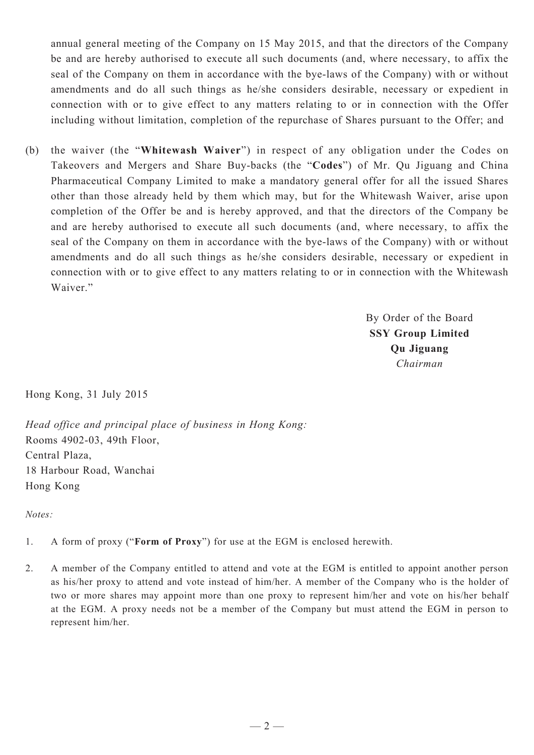annual general meeting of the Company on 15 May 2015, and that the directors of the Company be and are hereby authorised to execute all such documents (and, where necessary, to affix the seal of the Company on them in accordance with the bye-laws of the Company) with or without amendments and do all such things as he/she considers desirable, necessary or expedient in connection with or to give effect to any matters relating to or in connection with the Offer including without limitation, completion of the repurchase of Shares pursuant to the Offer; and

(b) the waiver (the "**Whitewash Waiver**") in respect of any obligation under the Codes on Takeovers and Mergers and Share Buy-backs (the "**Codes**") of Mr. Qu Jiguang and China Pharmaceutical Company Limited to make a mandatory general offer for all the issued Shares other than those already held by them which may, but for the Whitewash Waiver, arise upon completion of the Offer be and is hereby approved, and that the directors of the Company be and are hereby authorised to execute all such documents (and, where necessary, to affix the seal of the Company on them in accordance with the bye-laws of the Company) with or without amendments and do all such things as he/she considers desirable, necessary or expedient in connection with or to give effect to any matters relating to or in connection with the Whitewash Waiver."

By Order of the Board
**SSY Group Limited**
**Qu Jiguang**
*Chairman*

Hong Kong, 31 July 2015

*Head office and principal place of business in Hong Kong:*
Rooms 4902-03, 49th Floor,
Central Plaza,
18 Harbour Road, Wanchai
Hong Kong

*Notes:*

1. A form of proxy ("**Form of Proxy**") for use at the EGM is enclosed herewith.

2. A member of the Company entitled to attend and vote at the EGM is entitled to appoint another person as his/her proxy to attend and vote instead of him/her. A member of the Company who is the holder of two or more shares may appoint more than one proxy to represent him/her and vote on his/her behalf at the EGM. A proxy needs not be a member of the Company but must attend the EGM in person to represent him/her.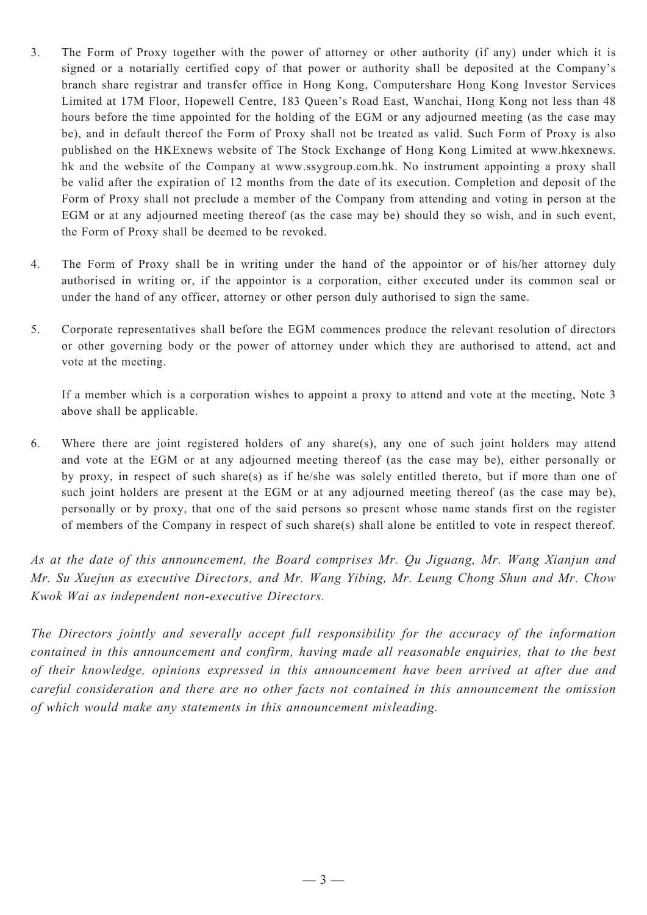3. The Form of Proxy together with the power of attorney or other authority (if any) under which it is signed or a notarially certified copy of that power or authority shall be deposited at the Company's branch share registrar and transfer office in Hong Kong, Computershare Hong Kong Investor Services Limited at 17M Floor, Hopewell Centre, 183 Queen's Road East, Wanchai, Hong Kong not less than 48 hours before the time appointed for the holding of the EGM or any adjourned meeting (as the case may be), and in default thereof the Form of Proxy shall not be treated as valid. Such Form of Proxy is also published on the HKExnews website of The Stock Exchange of Hong Kong Limited at www.hkexnews.hk and the website of the Company at www.ssygroup.com.hk. No instrument appointing a proxy shall be valid after the expiration of 12 months from the date of its execution. Completion and deposit of the Form of Proxy shall not preclude a member of the Company from attending and voting in person at the EGM or at any adjourned meeting thereof (as the case may be) should they so wish, and in such event, the Form of Proxy shall be deemed to be revoked.

4. The Form of Proxy shall be in writing under the hand of the appointor or of his/her attorney duly authorised in writing or, if the appointor is a corporation, either executed under its common seal or under the hand of any officer, attorney or other person duly authorised to sign the same.

5. Corporate representatives shall before the EGM commences produce the relevant resolution of directors or other governing body or the power of attorney under which they are authorised to attend, act and vote at the meeting.

   If a member which is a corporation wishes to appoint a proxy to attend and vote at the meeting, Note 3 above shall be applicable.

6. Where there are joint registered holders of any share(s), any one of such joint holders may attend and vote at the EGM or at any adjourned meeting thereof (as the case may be), either personally or by proxy, in respect of such share(s) as if he/she was solely entitled thereto, but if more than one of such joint holders are present at the EGM or at any adjourned meeting thereof (as the case may be), personally or by proxy, that one of the said persons so present whose name stands first on the register of members of the Company in respect of such share(s) shall alone be entitled to vote in respect thereof.

*As at the date of this announcement, the Board comprises Mr. Qu Jiguang, Mr. Wang Xianjun and Mr. Su Xuejun as executive Directors, and Mr. Wang Yibing, Mr. Leung Chong Shun and Mr. Chow Kwok Wai as independent non-executive Directors.*

*The Directors jointly and severally accept full responsibility for the accuracy of the information contained in this announcement and confirm, having made all reasonable enquiries, that to the best of their knowledge, opinions expressed in this announcement have been arrived at after due and careful consideration and there are no other facts not contained in this announcement the omission of which would make any statements in this announcement misleading.*